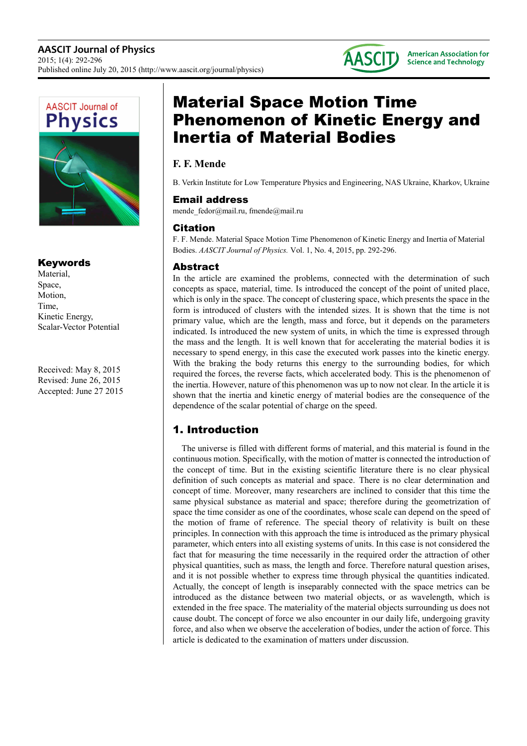# Material Space Motion Time Phenomenon of Kinetic Energy and Inertia of Material Bodies

**F. F. Mende**

B. Verkin Institute for Low Temperature Physics and Engineering, NAS Ukraine, Kharkov, Ukraine

## Email address

mende_fedor@mail.ru, fmende@mail.ru

## Citation

F. F. Mende. Material Space Motion Time Phenomenon of Kinetic Energy and Inertia of Material Bodies. *AASCIT Journal of Physics.* Vol. 1, No. 4, 2015, pp. 292-296.

## Keywords

Material,
Space,
Motion,
Time,
Kinetic Energy,
Scalar-Vector Potential

Received: May 8, 2015
Revised: June 26, 2015
Accepted: June 27 2015

## Abstract

In the article are examined the problems, connected with the determination of such concepts as space, material, time. Is introduced the concept of the point of united place, which is only in the space. The concept of clustering space, which presents the space in the form is introduced of clusters with the intended sizes. It is shown that the time is not primary value, which are the length, mass and force, but it depends on the parameters indicated. Is introduced the new system of units, in which the time is expressed through the mass and the length. It is well known that for accelerating the material bodies it is necessary to spend energy, in this case the executed work passes into the kinetic energy. With the braking the body returns this energy to the surrounding bodies, for which required the forces, the reverse facts, which accelerated body. This is the phenomenon of the inertia. However, nature of this phenomenon was up to now not clear. In the article it is shown that the inertia and kinetic energy of material bodies are the consequence of the dependence of the scalar potential of charge on the speed.

## 1. Introduction

The universe is filled with different forms of material, and this material is found in the continuous motion. Specifically, with the motion of matter is connected the introduction of the concept of time. But in the existing scientific literature there is no clear physical definition of such concepts as material and space. There is no clear determination and concept of time. Moreover, many researchers are inclined to consider that this time the same physical substance as material and space; therefore during the geometrization of space the time consider as one of the coordinates, whose scale can depend on the speed of the motion of frame of reference. The special theory of relativity is built on these principles. In connection with this approach the time is introduced as the primary physical parameter, which enters into all existing systems of units. In this case is not considered the fact that for measuring the time necessarily in the required order the attraction of other physical quantities, such as mass, the length and force. Therefore natural question arises, and it is not possible whether to express time through physical the quantities indicated. Actually, the concept of length is inseparably connected with the space metrics can be introduced as the distance between two material objects, or as wavelength, which is extended in the free space. The materiality of the material objects surrounding us does not cause doubt. The concept of force we also encounter in our daily life, undergoing gravity force, and also when we observe the acceleration of bodies, under the action of force. This article is dedicated to the examination of matters under discussion.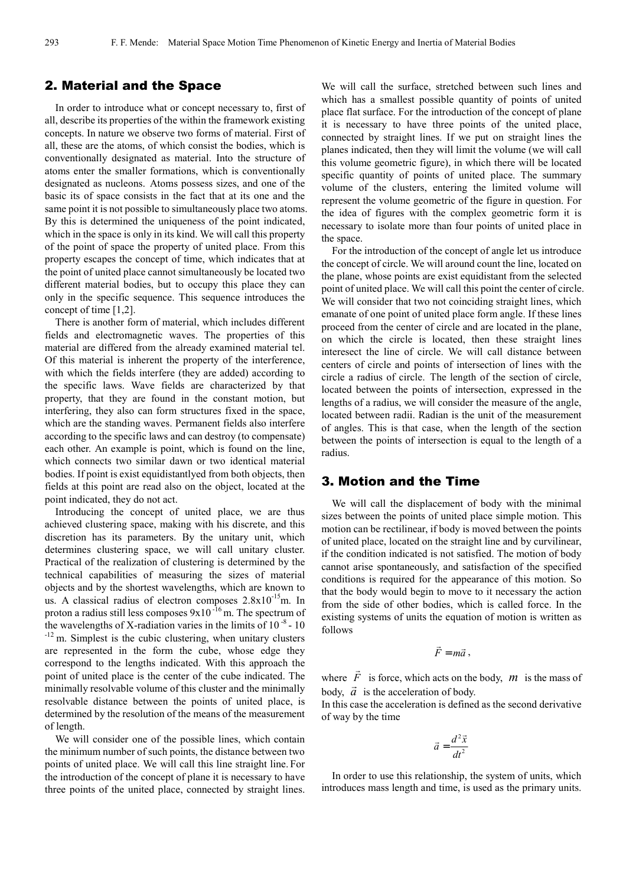## 2. Material and the Space

In order to introduce what or concept necessary to, first of all, describe its properties of the within the framework existing concepts. In nature we observe two forms of material. First of all, these are the atoms, of which consist the bodies, which is conventionally designated as material. Into the structure of atoms enter the smaller formations, which is conventionally designated as nucleons. Atoms possess sizes, and one of the basic its of space consists in the fact that at its one and the same point it is not possible to simultaneously place two atoms. By this is determined the uniqueness of the point indicated, which in the space is only in its kind. We will call this property of the point of space the property of united place. From this property escapes the concept of time, which indicates that at the point of united place cannot simultaneously be located two different material bodies, but to occupy this place they can only in the specific sequence. This sequence introduces the concept of time [1,2].

There is another form of material, which includes different fields and electromagnetic waves. The properties of this material are differed from the already examined material tel. Of this material is inherent the property of the interference, with which the fields interfere (they are added) according to the specific laws. Wave fields are characterized by that property, that they are found in the constant motion, but interfering, they also can form structures fixed in the space, which are the standing waves. Permanent fields also interfere according to the specific laws and can destroy (to compensate) each other. An example is point, which is found on the line, which connects two similar dawn or two identical material bodies. If point is exist equidistantlyed from both objects, then fields at this point are read also on the object, located at the point indicated, they do not act.

Introducing the concept of united place, we are thus achieved clustering space, making with his discrete, and this discretion has its parameters. By the unitary unit, which determines clustering space, we will call unitary cluster. Practical of the realization of clustering is determined by the technical capabilities of measuring the sizes of material objects and by the shortest wavelengths, which are known to us. A classical radius of electron composes $2.8x10^{-15}$m. In proton a radius still less composes $9x10^{-16}$ m. The spectrum of the wavelengths of X-radiation varies in the limits of $10^{-8}$ - $10^{-12}$ m. Simplest is the cubic clustering, when unitary clusters are represented in the form the cube, whose edge they correspond to the lengths indicated. With this approach the point of united place is the center of the cube indicated. The minimally resolvable volume of this cluster and the minimally resolvable distance between the points of united place, is determined by the resolution of the means of the measurement of length.

We will consider one of the possible lines, which contain the minimum number of such points, the distance between two points of united place. We will call this line straight line. For the introduction of the concept of plane it is necessary to have three points of the united place, connected by straight lines. We will call the surface, stretched between such lines and which has a smallest possible quantity of points of united place flat surface. For the introduction of the concept of plane it is necessary to have three points of the united place, connected by straight lines. If we put on straight lines the planes indicated, then they will limit the volume (we will call this volume geometric figure), in which there will be located specific quantity of points of united place. The summary volume of the clusters, entering the limited volume will represent the volume geometric of the figure in question. For the idea of figures with the complex geometric form it is necessary to isolate more than four points of united place in the space.

For the introduction of the concept of angle let us introduce the concept of circle. We will around count the line, located on the plane, whose points are exist equidistant from the selected point of united place. We will call this point the center of circle. We will consider that two not coinciding straight lines, which emanate of one point of united place form angle. If these lines proceed from the center of circle and are located in the plane, on which the circle is located, then these straight lines interesect the line of circle. We will call distance between centers of circle and points of intersection of lines with the circle a radius of circle. The length of the section of circle, located between the points of intersection, expressed in the lengths of a radius, we will consider the measure of the angle, located between radii. Radian is the unit of the measurement of angles. This is that case, when the length of the section between the points of intersection is equal to the length of a radius.

## 3. Motion and the Time

We will call the displacement of body with the minimal sizes between the points of united place simple motion. This motion can be rectilinear, if body is moved between the points of united place, located on the straight line and by curvilinear, if the condition indicated is not satisfied. The motion of body cannot arise spontaneously, and satisfaction of the specified conditions is required for the appearance of this motion. So that the body would begin to move to it necessary the action from the side of other bodies, which is called force. In the existing systems of units the equation of motion is written as follows

$$\vec{F} = m\vec{a},$$

where $\vec{F}$ is force, which acts on the body, $m$ is the mass of body, $\vec{a}$ is the acceleration of body.

In this case the acceleration is defined as the second derivative of way by the time

$$\vec{a} = \frac{d^2\vec{x}}{dt^2}$$

In order to use this relationship, the system of units, which introduces mass length and time, is used as the primary units.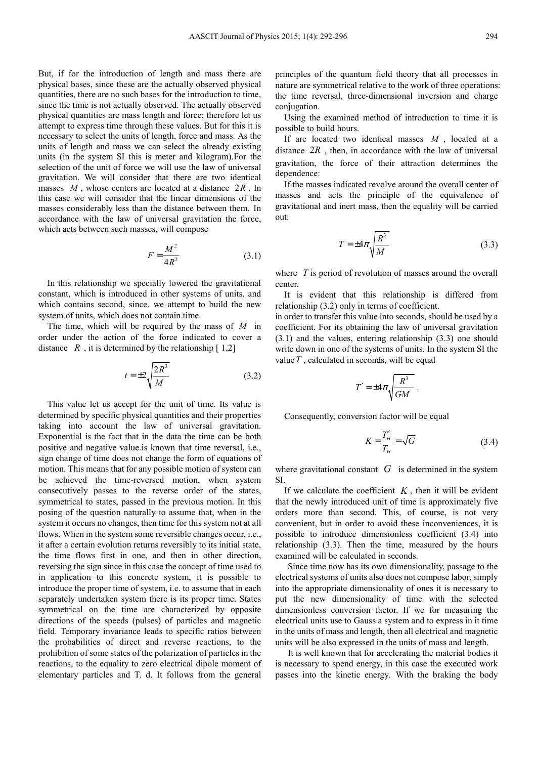But, if for the introduction of length and mass there are physical bases, since these are the actually observed physical quantities, there are no such bases for the introduction to time, since the time is not actually observed. The actually observed physical quantities are mass length and force; therefore let us attempt to express time through these values. But for this it is necessary to select the units of length, force and mass. As the units of length and mass we can select the already existing units (in the system SI this is meter and kilogram).For the selection of the unit of force we will use the law of universal gravitation. We will consider that there are two identical masses $M$, whose centers are located at a distance $2R$. In this case we will consider that the linear dimensions of the masses considerably less than the distance between them. In accordance with the law of universal gravitation the force, which acts between such masses, will compose

$$F = \frac{M^2}{4R^2} \tag{3.1}$$

In this relationship we specially lowered the gravitational constant, which is introduced in other systems of units, and which contains second, since. we attempt to build the new system of units, which does not contain time.

The time, which will be required by the mass of $M$ in order under the action of the force indicated to cover a distance $R$, it is determined by the relationship [1,2]

$$t = \pm 2\sqrt{\frac{2R^3}{M}} \tag{3.2}$$

This value let us accept for the unit of time. Its value is determined by specific physical quantities and their properties taking into account the law of universal gravitation. Exponential is the fact that in the data the time can be both positive and negative value.is known that time reversal, i.e., sign change of time does not change the form of equations of motion. This means that for any possible motion of system can be achieved the time-reversed motion, when system consecutively passes to the reverse order of the states, symmetrical to states, passed in the previous motion. In this posing of the question naturally to assume that, when in the system it occurs no changes, then time for this system not at all flows. When in the system some reversible changes occur, i.e., it after a certain evolution returns reversibly to its initial state, the time flows first in one, and then in other direction, reversing the sign since in this case the concept of time used to in application to this concrete system, it is possible to introduce the proper time of system, i.e. to assume that in each separately undertaken system there is its proper time. States symmetrical on the time are characterized by opposite directions of the speeds (pulses) of particles and magnetic field. Temporary invariance leads to specific ratios between the probabilities of direct and reverse reactions, to the prohibition of some states of the polarization of particles in the reactions, to the equality to zero electrical dipole moment of elementary particles and T. d. It follows from the general principles of the quantum field theory that all processes in nature are symmetrical relative to the work of three operations: the time reversal, three-dimensional inversion and charge conjugation.

Using the examined method of introduction to time it is possible to build hours.

If are located two identical masses $M$, located at a distance $2R$, then, in accordance with the law of universal gravitation, the force of their attraction determines the dependence:

If the masses indicated revolve around the overall center of masses and acts the principle of the equivalence of gravitational and inert mass, then the equality will be carried out:

$$T = \pm 4\pi\sqrt{\frac{R^3}{M}} \tag{3.3}$$

where $T$ is period of revolution of masses around the overall center.

It is evident that this relationship is differed from relationship (3.2) only in terms of coefficient.

in order to transfer this value into seconds, should be used by a coefficient. For its obtaining the law of universal gravitation (3.1) and the values, entering relationship (3.3) one should write down in one of the systems of units. In the system SI the value $T$, calculated in seconds, will be equal

$$T' = \pm 4\pi\sqrt{\frac{R^3}{GM}}.$$

Consequently, conversion factor will be equal

$$K = \frac{T'_H}{T_H} = \sqrt{G} \tag{3.4}$$

where gravitational constant $G$ is determined in the system SI.

If we calculate the coefficient $K$, then it will be evident that the newly introduced unit of time is approximately five orders more than second. This, of course, is not very convenient, but in order to avoid these inconveniences, it is possible to introduce dimensionless coefficient (3.4) into relationship (3.3). Then the time, measured by the hours examined will be calculated in seconds.

Since time now has its own dimensionality, passage to the electrical systems of units also does not compose labor, simply into the appropriate dimensionality of ones it is necessary to put the new dimensionality of time with the selected dimensionless conversion factor. If we for measuring the electrical units use to Gauss a system and to express in it time in the units of mass and length, then all electrical and magnetic units will be also expressed in the units of mass and length.

It is well known that for accelerating the material bodies it is necessary to spend energy, in this case the executed work passes into the kinetic energy. With the braking the body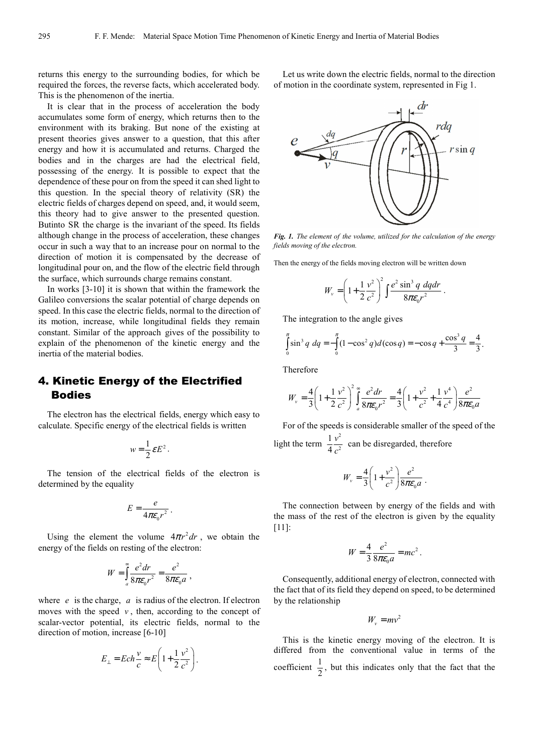returns this energy to the surrounding bodies, for which be required the forces, the reverse facts, which accelerated body. This is the phenomenon of the inertia.

It is clear that in the process of acceleration the body accumulates some form of energy, which returns then to the environment with its braking. But none of the existing at present theories gives answer to a question, that this after energy and how it is accumulated and returns. Charged the bodies and in the charges are had the electrical field, possessing of the energy. It is possible to expect that the dependence of these pour on from the speed it can shed light to this question. In the special theory of relativity (SR) the electric fields of charges depend on speed, and, it would seem, this theory had to give answer to the presented question. Butinto SR the charge is the invariant of the speed. Its fields although change in the process of acceleration, these changes occur in such a way that to an increase pour on normal to the direction of motion it is compensated by the decrease of longitudinal pour on, and the flow of the electric field through the surface, which surrounds charge remains constant.

In works [3-10] it is shown that within the framework the Galileo conversions the scalar potential of charge depends on speed. In this case the electric fields, normal to the direction of its motion, increase, while longitudinal fields they remain constant. Similar of the approach gives of the possibility to explain of the phenomenon of the kinetic energy and the inertia of the material bodies.

## 4. Kinetic Energy of the Electrified Bodies

The electron has the electrical fields, energy which easy to calculate. Specific energy of the electrical fields is written

$$w = \frac{1}{2}\varepsilon E^2 .$$

The tension of the electrical fields of the electron is determined by the equality

$$E = \frac{e}{4\pi\varepsilon_0 r^2} .$$

Using the element the volume $4\pi r^2 dr$, we obtain the energy of the fields on resting of the electron:

$$W = \int_a^\infty \frac{e^2 dr}{8\pi\varepsilon_0 r^2} = \frac{e^2}{8\pi\varepsilon_0 a} ,$$

where $e$ is the charge, $a$ is radius of the electron. If electron moves with the speed $v$, then, according to the concept of scalar-vector potential, its electric fields, normal to the direction of motion, increase [6-10]

$$E_\perp = Ech\frac{v}{c} \approx E\left(1 + \frac{1}{2}\frac{v^2}{c^2}\right).$$

Let us write down the electric fields, normal to the direction of motion in the coordinate system, represented in Fig 1.

*Fig. 1. The element of the volume, utilized for the calculation of the energy fields moving of the electron.*

Then the energy of the fields moving electron will be written down

$$W_v = \left(1 + \frac{1}{2}\frac{v^2}{c^2}\right)^2 \int \frac{e^2 \sin^3 q \; dq dr}{8\pi\varepsilon_0 r^2} .$$

The integration to the angle gives

$$\int_0^\pi \sin^3 q \; dq = -\int_0^\pi (1 - \cos^2 q) d(\cos q) = -\cos q + \frac{\cos^3 q}{3} = \frac{4}{3}.$$

Therefore

$$W_v = \frac{4}{3}\left(1 + \frac{1}{2}\frac{v^2}{c^2}\right)^2 \int_a^\infty \frac{e^2 dr}{8\pi\varepsilon_0 r^2} = \frac{4}{3}\left(1 + \frac{v^2}{c^2} + \frac{1}{4}\frac{v^4}{c^4}\right)\frac{e^2}{8\pi\varepsilon_0 a}$$

For of the speeds is considerable smaller of the speed of the light the term $\frac{1}{4}\frac{v^2}{c^2}$ can be disregarded, therefore

$$W_v = \frac{4}{3}\left(1 + \frac{v^2}{c^2}\right)\frac{e^2}{8\pi\varepsilon_0 a} .$$

The connection between by energy of the fields and with the mass of the rest of the electron is given by the equality [11]:

$$W = \frac{4}{3}\frac{e^2}{8\pi\varepsilon_0 a} = mc^2 .$$

Consequently, additional energy of electron, connected with the fact that of its field they depend on speed, to be determined by the relationship

$$W_v = mv^2$$

This is the kinetic energy moving of the electron. It is differed from the conventional value in terms of the coefficient $\frac{1}{2}$, but this indicates only that the fact that the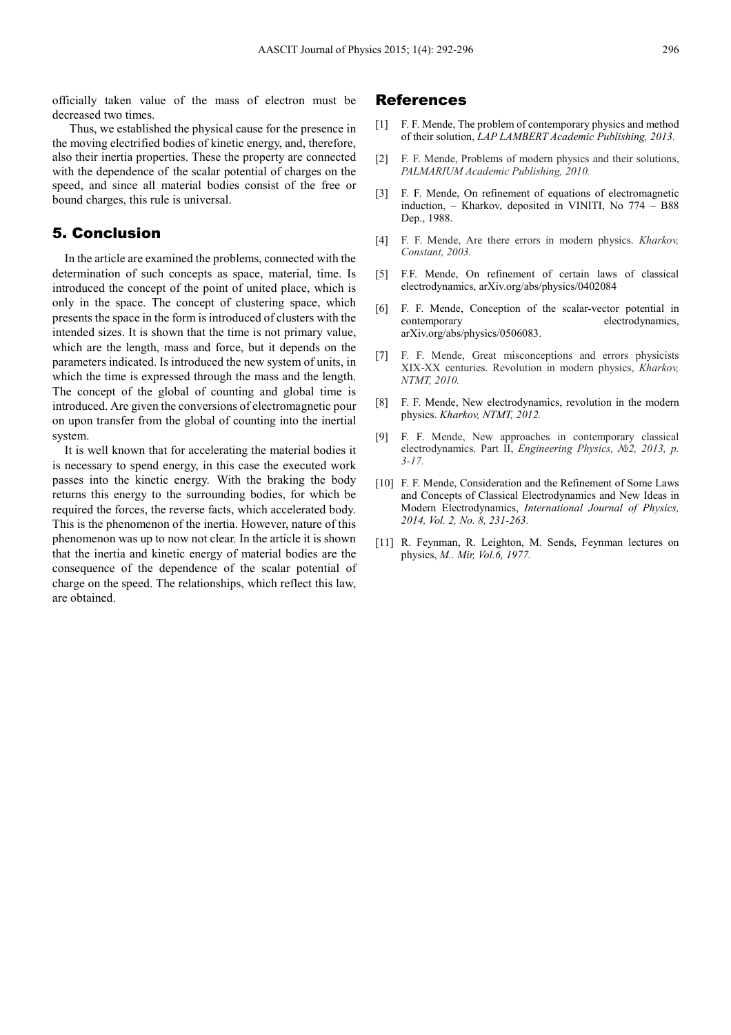officially taken value of the mass of electron must be decreased two times.

Thus, we established the physical cause for the presence in the moving electrified bodies of kinetic energy, and, therefore, also their inertia properties. These the property are connected with the dependence of the scalar potential of charges on the speed, and since all material bodies consist of the free or bound charges, this rule is universal.

## 5. Conclusion

In the article are examined the problems, connected with the determination of such concepts as space, material, time. Is introduced the concept of the point of united place, which is only in the space. The concept of clustering space, which presents the space in the form is introduced of clusters with the intended sizes. It is shown that the time is not primary value, which are the length, mass and force, but it depends on the parameters indicated. Is introduced the new system of units, in which the time is expressed through the mass and the length. The concept of the global of counting and global time is introduced. Are given the conversions of electromagnetic pour on upon transfer from the global of counting into the inertial system.

It is well known that for accelerating the material bodies it is necessary to spend energy, in this case the executed work passes into the kinetic energy. With the braking the body returns this energy to the surrounding bodies, for which be required the forces, the reverse facts, which accelerated body. This is the phenomenon of the inertia. However, nature of this phenomenon was up to now not clear. In the article it is shown that the inertia and kinetic energy of material bodies are the consequence of the dependence of the scalar potential of charge on the speed. The relationships, which reflect this law, are obtained.

## References

[1] F. F. Mende, The problem of contemporary physics and method of their solution, *LAP LAMBERT Academic Publishing, 2013.*

[2] F. F. Mende, Problems of modern physics and their solutions, *PALMARIUM Academic Publishing, 2010.*

[3] F. F. Mende, On refinement of equations of electromagnetic induction, – Kharkov, deposited in VINITI, No 774 – B88 Dep., 1988.

[4] F. F. Mende, Are there errors in modern physics. *Kharkov, Constant, 2003.*

[5] F.F. Mende, On refinement of certain laws of classical electrodynamics, arXiv.org/abs/physics/0402084

[6] F. F. Mende, Conception of the scalar-vector potential in contemporary electrodynamics, arXiv.org/abs/physics/0506083.

[7] F. F. Mende, Great misconceptions and errors physicists XIX-XX centuries. Revolution in modern physics, *Kharkov, NTMT, 2010.*

[8] F. F. Mende, New electrodynamics, revolution in the modern physics. *Kharkov, NTMT, 2012.*

[9] F. F. Mende, New approaches in contemporary classical electrodynamics. Part II, *Engineering Physics, №2, 2013, p. 3-17.*

[10] F. F. Mende, Consideration and the Refinement of Some Laws and Concepts of Classical Electrodynamics and New Ideas in Modern Electrodynamics, *International Journal of Physics, 2014, Vol. 2, No. 8, 231-263.*

[11] R. Feynman, R. Leighton, M. Sends, Feynman lectures on physics, *M.. Mir, Vol.6, 1977.*